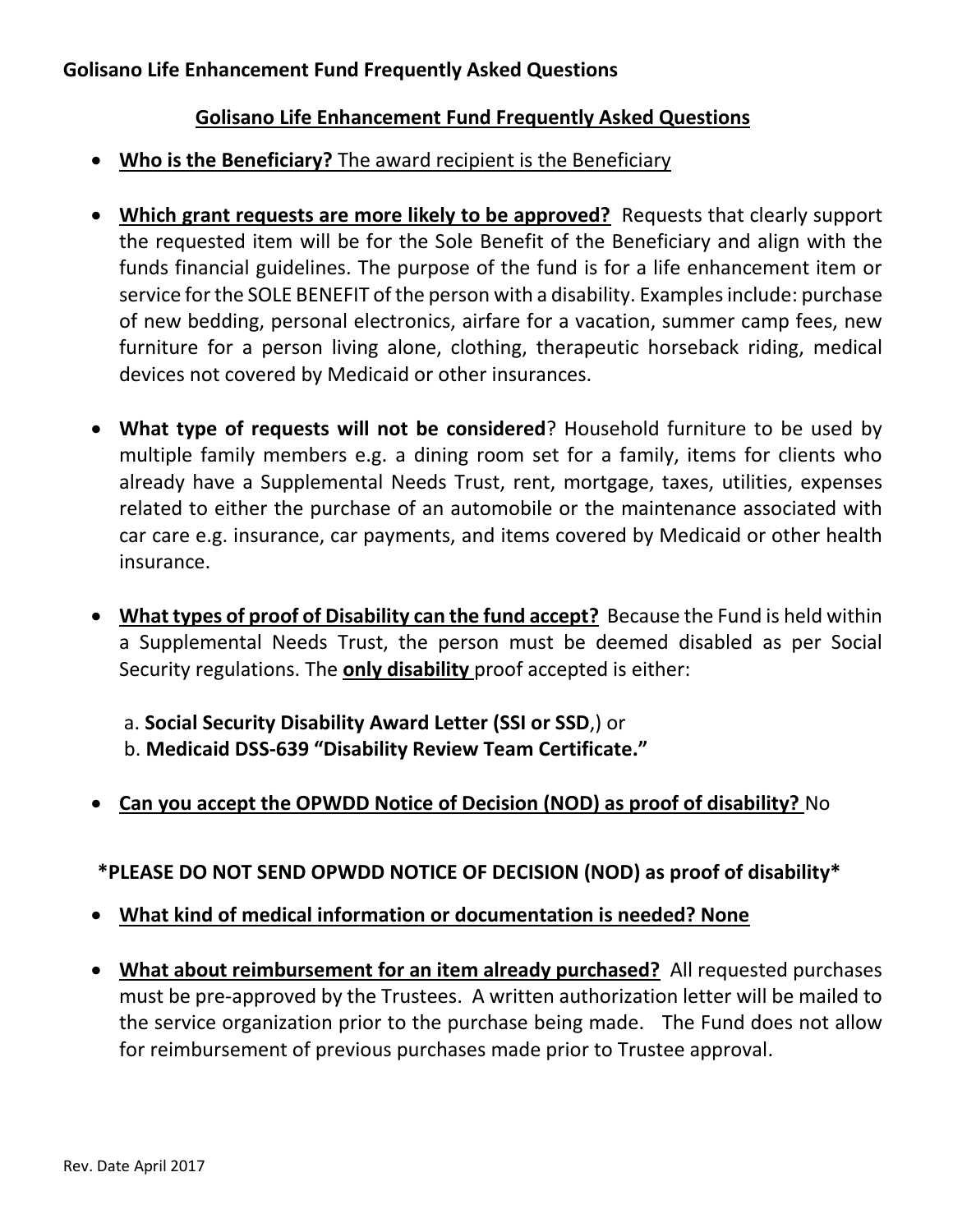# Golisano Life Enhancement Fund Frequently Asked Questions

## Golisano Life Enhancement Fund Frequently Asked Questions

- **Who is the Beneficiary?** The award recipient is the Beneficiary

- **Which grant requests are more likely to be approved?** Requests that clearly support the requested item will be for the Sole Benefit of the Beneficiary and align with the funds financial guidelines. The purpose of the fund is for a life enhancement item or service for the SOLE BENEFIT of the person with a disability. Examples include: purchase of new bedding, personal electronics, airfare for a vacation, summer camp fees, new furniture for a person living alone, clothing, therapeutic horseback riding, medical devices not covered by Medicaid or other insurances.

- **What type of requests will not be considered**? Household furniture to be used by multiple family members e.g. a dining room set for a family, items for clients who already have a Supplemental Needs Trust, rent, mortgage, taxes, utilities, expenses related to either the purchase of an automobile or the maintenance associated with car care e.g. insurance, car payments, and items covered by Medicaid or other health insurance.

- **What types of proof of Disability can the fund accept?** Because the Fund is held within a Supplemental Needs Trust, the person must be deemed disabled as per Social Security regulations. The **only disability** proof accepted is either:

  a. **Social Security Disability Award Letter (SSI or SSD**,) or
  b. **Medicaid DSS-639 "Disability Review Team Certificate."**

- **Can you accept the OPWDD Notice of Decision (NOD) as proof of disability?** No

**\*PLEASE DO NOT SEND OPWDD NOTICE OF DECISION (NOD) as proof of disability\***

- **What kind of medical information or documentation is needed? None**

- **What about reimbursement for an item already purchased?** All requested purchases must be pre-approved by the Trustees. A written authorization letter will be mailed to the service organization prior to the purchase being made. The Fund does not allow for reimbursement of previous purchases made prior to Trustee approval.

Rev. Date April 2017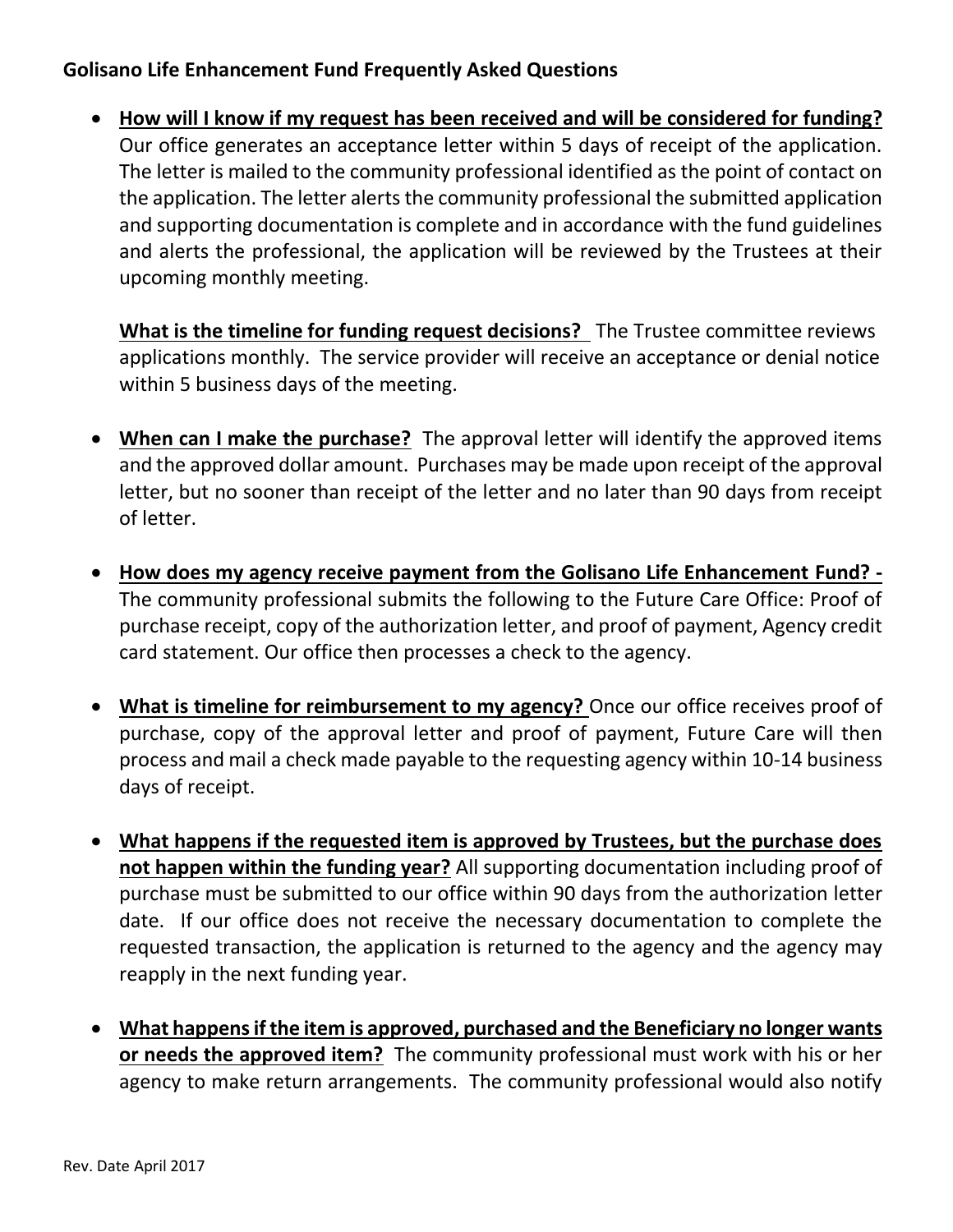**Golisano Life Enhancement Fund Frequently Asked Questions**

- **How will I know if my request has been received and will be considered for funding?** Our office generates an acceptance letter within 5 days of receipt of the application. The letter is mailed to the community professional identified as the point of contact on the application. The letter alerts the community professional the submitted application and supporting documentation is complete and in accordance with the fund guidelines and alerts the professional, the application will be reviewed by the Trustees at their upcoming monthly meeting.

  **What is the timeline for funding request decisions?** The Trustee committee reviews applications monthly. The service provider will receive an acceptance or denial notice within 5 business days of the meeting.

- **When can I make the purchase?** The approval letter will identify the approved items and the approved dollar amount. Purchases may be made upon receipt of the approval letter, but no sooner than receipt of the letter and no later than 90 days from receipt of letter.

- **How does my agency receive payment from the Golisano Life Enhancement Fund? -** The community professional submits the following to the Future Care Office: Proof of purchase receipt, copy of the authorization letter, and proof of payment, Agency credit card statement. Our office then processes a check to the agency.

- **What is timeline for reimbursement to my agency?** Once our office receives proof of purchase, copy of the approval letter and proof of payment, Future Care will then process and mail a check made payable to the requesting agency within 10-14 business days of receipt.

- **What happens if the requested item is approved by Trustees, but the purchase does not happen within the funding year?** All supporting documentation including proof of purchase must be submitted to our office within 90 days from the authorization letter date. If our office does not receive the necessary documentation to complete the requested transaction, the application is returned to the agency and the agency may reapply in the next funding year.

- **What happens if the item is approved, purchased and the Beneficiary no longer wants or needs the approved item?** The community professional must work with his or her agency to make return arrangements. The community professional would also notify

Rev. Date April 2017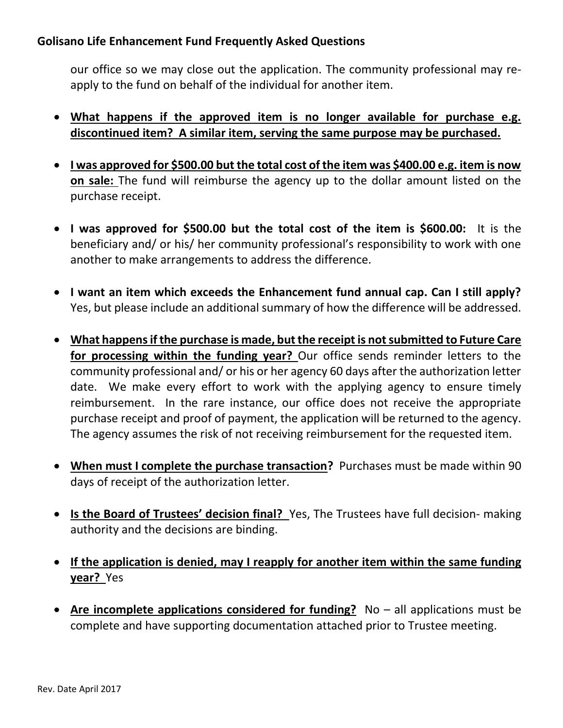our office so we may close out the application. The community professional may re-apply to the fund on behalf of the individual for another item.

- **What happens if the approved item is no longer available for purchase e.g. discontinued item? A similar item, serving the same purpose may be purchased.**

- **I was approved for $500.00 but the total cost of the item was $400.00 e.g. item is now on sale:** The fund will reimburse the agency up to the dollar amount listed on the purchase receipt.

- **I was approved for $500.00 but the total cost of the item is $600.00:** It is the beneficiary and/ or his/ her community professional's responsibility to work with one another to make arrangements to address the difference.

- **I want an item which exceeds the Enhancement fund annual cap. Can I still apply?** Yes, but please include an additional summary of how the difference will be addressed.

- **What happens if the purchase is made, but the receipt is not submitted to Future Care for processing within the funding year?** Our office sends reminder letters to the community professional and/ or his or her agency 60 days after the authorization letter date. We make every effort to work with the applying agency to ensure timely reimbursement. In the rare instance, our office does not receive the appropriate purchase receipt and proof of payment, the application will be returned to the agency. The agency assumes the risk of not receiving reimbursement for the requested item.

- **When must I complete the purchase transaction?** Purchases must be made within 90 days of receipt of the authorization letter.

- **Is the Board of Trustees' decision final?** Yes, The Trustees have full decision- making authority and the decisions are binding.

- **If the application is denied, may I reapply for another item within the same funding year?** Yes

- **Are incomplete applications considered for funding?** No – all applications must be complete and have supporting documentation attached prior to Trustee meeting.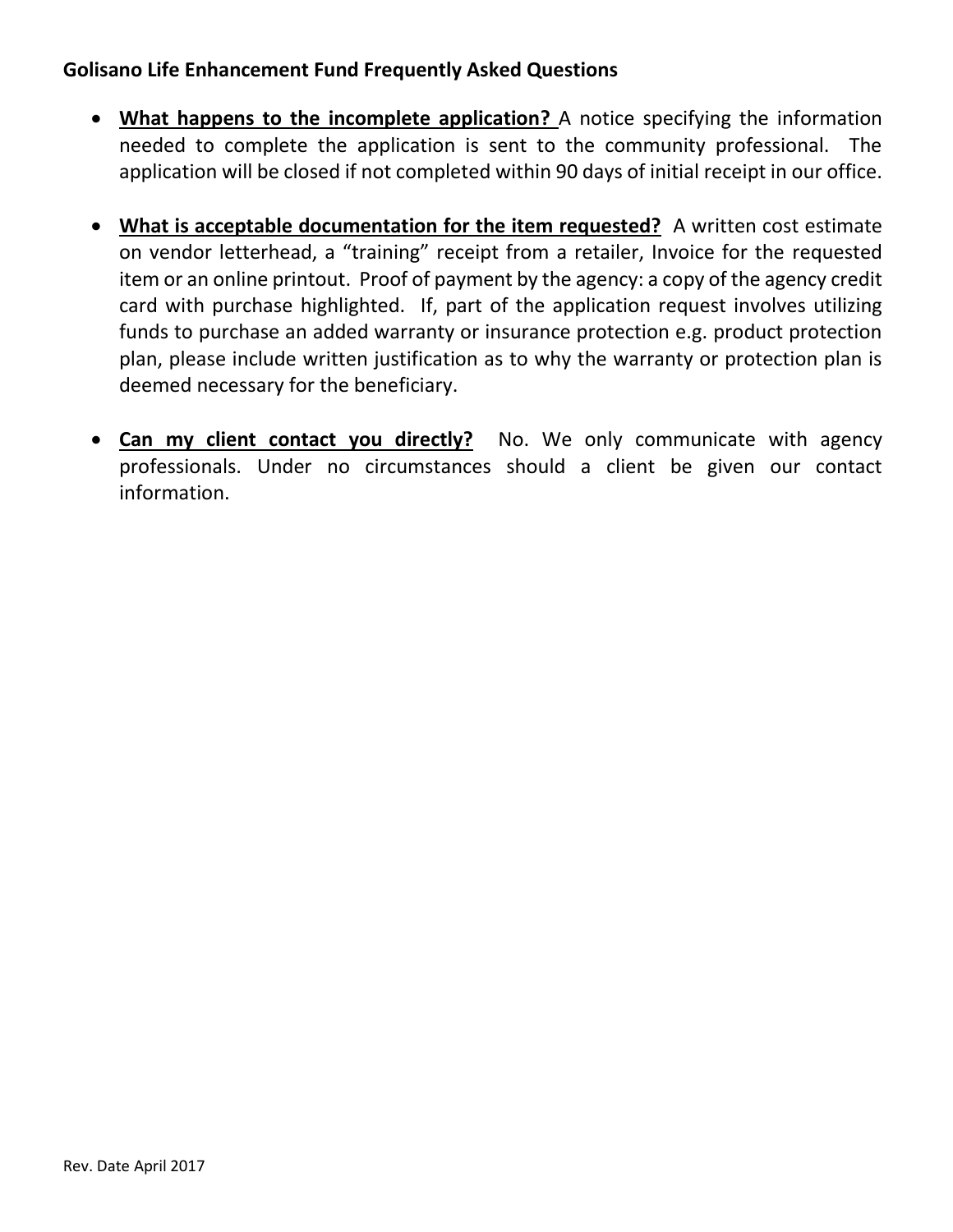**Golisano Life Enhancement Fund Frequently Asked Questions**

- **What happens to the incomplete application?** A notice specifying the information needed to complete the application is sent to the community professional. The application will be closed if not completed within 90 days of initial receipt in our office.

- **What is acceptable documentation for the item requested?** A written cost estimate on vendor letterhead, a "training" receipt from a retailer, Invoice for the requested item or an online printout. Proof of payment by the agency: a copy of the agency credit card with purchase highlighted. If, part of the application request involves utilizing funds to purchase an added warranty or insurance protection e.g. product protection plan, please include written justification as to why the warranty or protection plan is deemed necessary for the beneficiary.

- **Can my client contact you directly?** No. We only communicate with agency professionals. Under no circumstances should a client be given our contact information.

Rev. Date April 2017